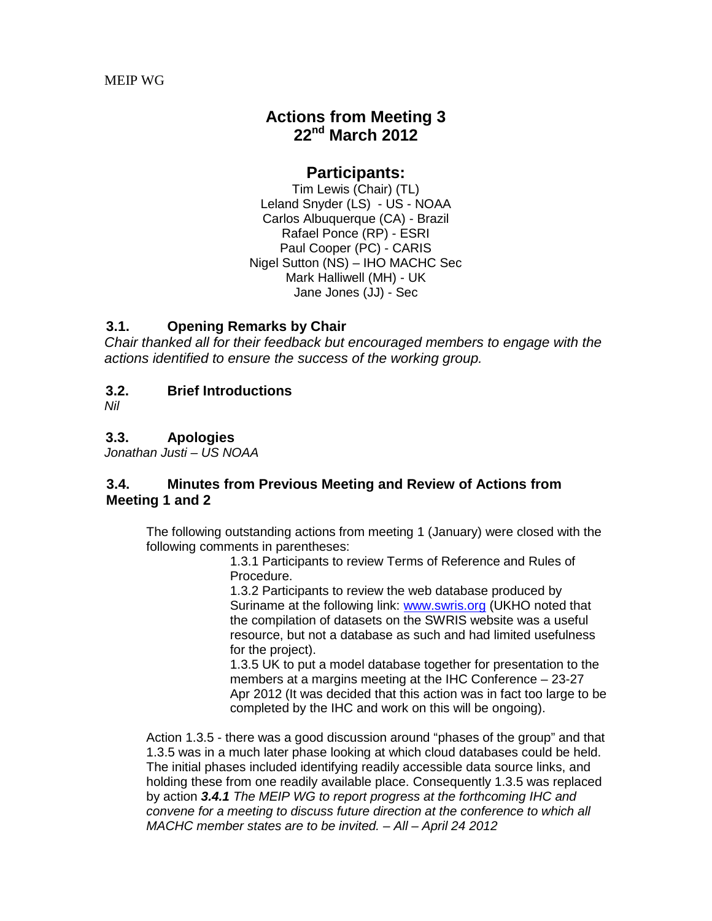MEIP WG

# Actions from Meeting 3
# 22nd March 2012

## Participants:

Tim Lewis (Chair) (TL)
Leland Snyder (LS) - US - NOAA
Carlos Albuquerque (CA) - Brazil
Rafael Ponce (RP) - ESRI
Paul Cooper (PC) - CARIS
Nigel Sutton (NS) – IHO MACHC Sec
Mark Halliwell (MH) - UK
Jane Jones (JJ) - Sec

### 3.1. Opening Remarks by Chair

*Chair thanked all for their feedback but encouraged members to engage with the actions identified to ensure the success of the working group.*

### 3.2. Brief Introductions

*Nil*

### 3.3. Apologies

*Jonathan Justi – US NOAA*

### 3.4. Minutes from Previous Meeting and Review of Actions from Meeting 1 and 2

The following outstanding actions from meeting 1 (January) were closed with the following comments in parentheses:

1.3.1 Participants to review Terms of Reference and Rules of Procedure.

1.3.2 Participants to review the web database produced by Suriname at the following link: www.swris.org (UKHO noted that the compilation of datasets on the SWRIS website was a useful resource, but not a database as such and had limited usefulness for the project).

1.3.5 UK to put a model database together for presentation to the members at a margins meeting at the IHC Conference – 23-27 Apr 2012 (It was decided that this action was in fact too large to be completed by the IHC and work on this will be ongoing).

Action 1.3.5 - there was a good discussion around "phases of the group" and that 1.3.5 was in a much later phase looking at which cloud databases could be held. The initial phases included identifying readily accessible data source links, and holding these from one readily available place. Consequently 1.3.5 was replaced by action ***3.4.1*** *The MEIP WG to report progress at the forthcoming IHC and convene for a meeting to discuss future direction at the conference to which all MACHC member states are to be invited. – All – April 24 2012*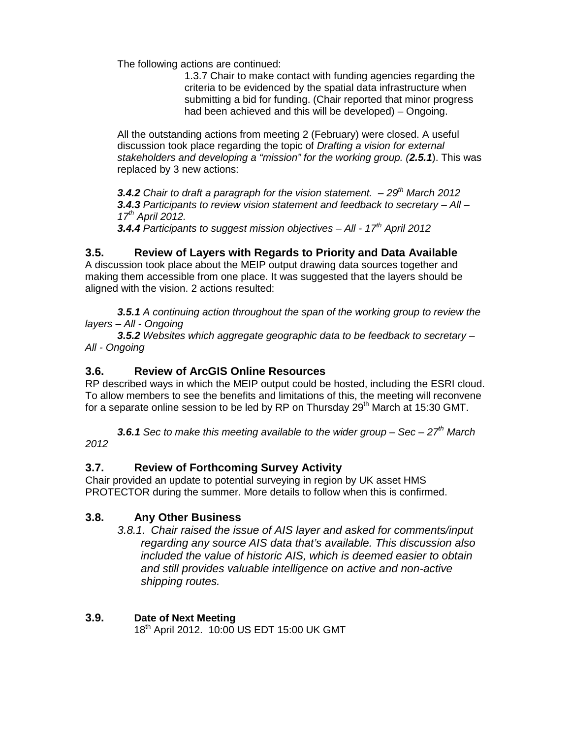The following actions are continued:

1.3.7 Chair to make contact with funding agencies regarding the criteria to be evidenced by the spatial data infrastructure when submitting a bid for funding. (Chair reported that minor progress had been achieved and this will be developed) – Ongoing.

All the outstanding actions from meeting 2 (February) were closed. A useful discussion took place regarding the topic of *Drafting a vision for external stakeholders and developing a "mission" for the working group.* (***2.5.1***). This was replaced by 3 new actions:

***3.4.2*** *Chair to draft a paragraph for the vision statement. – 29th March 2012*
***3.4.3*** *Participants to review vision statement and feedback to secretary – All – 17th April 2012.*
***3.4.4*** *Participants to suggest mission objectives – All - 17th April 2012*

## 3.5. Review of Layers with Regards to Priority and Data Available

A discussion took place about the MEIP output drawing data sources together and making them accessible from one place. It was suggested that the layers should be aligned with the vision. 2 actions resulted:

***3.5.1*** *A continuing action throughout the span of the working group to review the layers – All - Ongoing*
***3.5.2*** *Websites which aggregate geographic data to be feedback to secretary – All - Ongoing*

## 3.6. Review of ArcGIS Online Resources

RP described ways in which the MEIP output could be hosted, including the ESRI cloud. To allow members to see the benefits and limitations of this, the meeting will reconvene for a separate online session to be led by RP on Thursday 29th March at 15:30 GMT.

***3.6.1*** *Sec to make this meeting available to the wider group – Sec – 27th March 2012*

## 3.7. Review of Forthcoming Survey Activity

Chair provided an update to potential surveying in region by UK asset HMS PROTECTOR during the summer. More details to follow when this is confirmed.

## 3.8. Any Other Business

*3.8.1. Chair raised the issue of AIS layer and asked for comments/input regarding any source AIS data that's available. This discussion also included the value of historic AIS, which is deemed easier to obtain and still provides valuable intelligence on active and non-active shipping routes.*

## 3.9. Date of Next Meeting

18th April 2012. 10:00 US EDT 15:00 UK GMT